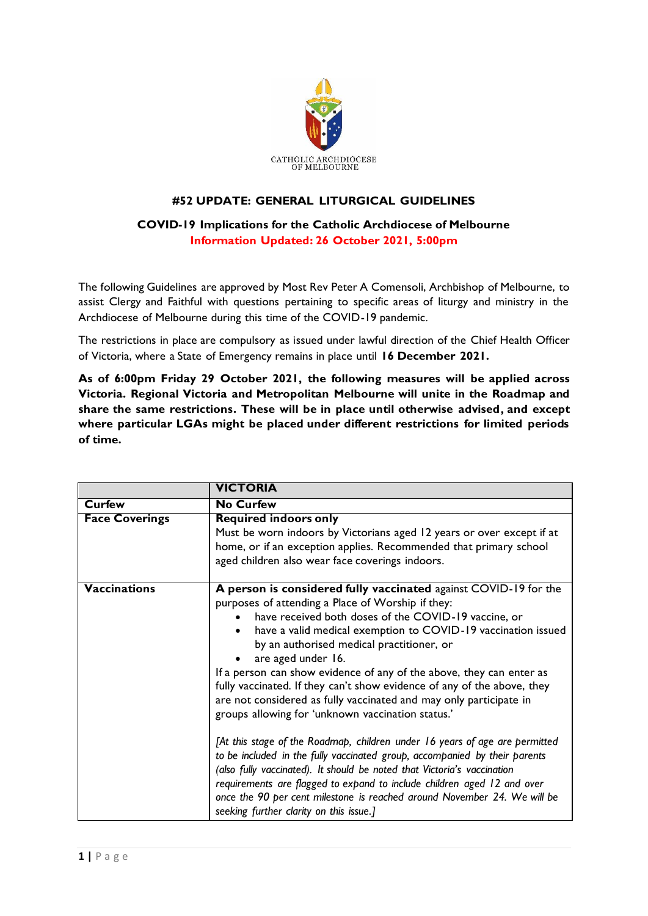CATHOLIC ARCHDIOCESE OF MELBOURNE

## #52 UPDATE: GENERAL LITURGICAL GUIDELINES

### COVID-19 Implications for the Catholic Archdiocese of Melbourne

**Information Updated: 26 October 2021, 5:00pm**

The following Guidelines are approved by Most Rev Peter A Comensoli, Archbishop of Melbourne, to assist Clergy and Faithful with questions pertaining to specific areas of liturgy and ministry in the Archdiocese of Melbourne during this time of the COVID-19 pandemic.

The restrictions in place are compulsory as issued under lawful direction of the Chief Health Officer of Victoria, where a State of Emergency remains in place until **16 December 2021.**

**As of 6:00pm Friday 29 October 2021, the following measures will be applied across Victoria. Regional Victoria and Metropolitan Melbourne will unite in the Roadmap and share the same restrictions. These will be in place until otherwise advised, and except where particular LGAs might be placed under different restrictions for limited periods of time.**

| | **VICTORIA** |
|---|---|
| **Curfew** | **No Curfew** |
| **Face Coverings** | **Required indoors only**<br>Must be worn indoors by Victorians aged 12 years or over except if at home, or if an exception applies. Recommended that primary school aged children also wear face coverings indoors. |
| **Vaccinations** | **A person is considered fully vaccinated** against COVID-19 for the purposes of attending a Place of Worship if they:<br>• have received both doses of the COVID-19 vaccine, or<br>• have a valid medical exemption to COVID-19 vaccination issued by an authorised medical practitioner, or<br>• are aged under 16.<br>If a person can show evidence of any of the above, they can enter as fully vaccinated. If they can't show evidence of any of the above, they are not considered as fully vaccinated and may only participate in groups allowing for 'unknown vaccination status.'<br><br>*[At this stage of the Roadmap, children under 16 years of age are permitted to be included in the fully vaccinated group, accompanied by their parents (also fully vaccinated). It should be noted that Victoria's vaccination requirements are flagged to expand to include children aged 12 and over once the 90 per cent milestone is reached around November 24. We will be seeking further clarity on this issue.]* |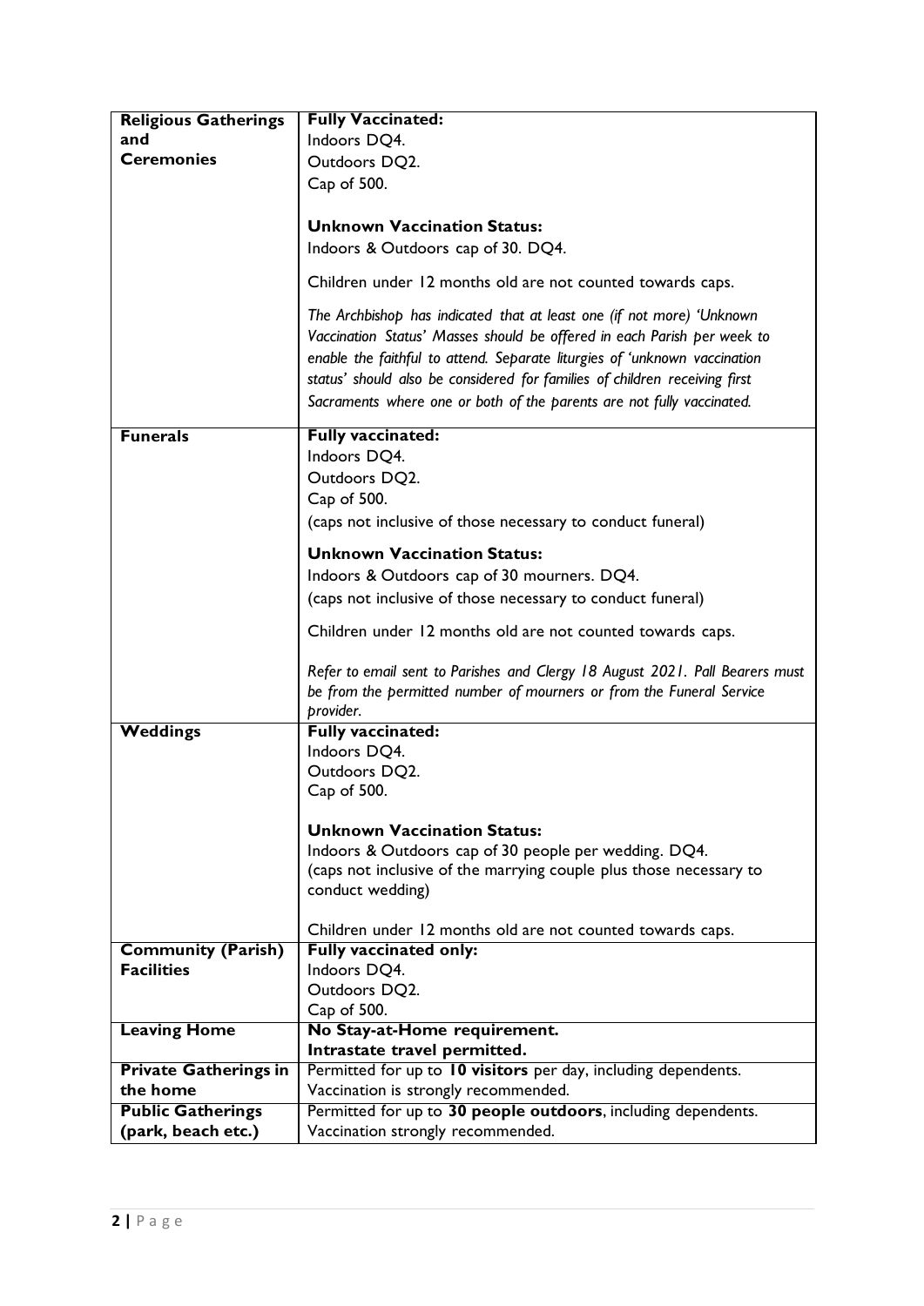| | |
|---|---|
| **Religious Gatherings and Ceremonies** | **Fully Vaccinated:**<br>Indoors DQ4.<br>Outdoors DQ2.<br>Cap of 500.<br><br>**Unknown Vaccination Status:**<br>Indoors & Outdoors cap of 30. DQ4.<br><br>Children under 12 months old are not counted towards caps.<br><br>*The Archbishop has indicated that at least one (if not more) 'Unknown Vaccination Status' Masses should be offered in each Parish per week to enable the faithful to attend. Separate liturgies of 'unknown vaccination status' should also be considered for families of children receiving first Sacraments where one or both of the parents are not fully vaccinated.* |
| **Funerals** | **Fully vaccinated:**<br>Indoors DQ4.<br>Outdoors DQ2.<br>Cap of 500.<br>(caps not inclusive of those necessary to conduct funeral)<br><br>**Unknown Vaccination Status:**<br>Indoors & Outdoors cap of 30 mourners. DQ4.<br>(caps not inclusive of those necessary to conduct funeral)<br><br>Children under 12 months old are not counted towards caps.<br><br>*Refer to email sent to Parishes and Clergy 18 August 2021. Pall Bearers must be from the permitted number of mourners or from the Funeral Service provider.* |
| **Weddings** | **Fully vaccinated:**<br>Indoors DQ4.<br>Outdoors DQ2.<br>Cap of 500.<br><br>**Unknown Vaccination Status:**<br>Indoors & Outdoors cap of 30 people per wedding. DQ4.<br>(caps not inclusive of the marrying couple plus those necessary to conduct wedding)<br><br>Children under 12 months old are not counted towards caps. |
| **Community (Parish) Facilities** | **Fully vaccinated only:**<br>Indoors DQ4.<br>Outdoors DQ2.<br>Cap of 500. |
| **Leaving Home** | **No Stay-at-Home requirement.**<br>**Intrastate travel permitted.** |
| **Private Gatherings in the home** | Permitted for up to **10 visitors** per day, including dependents.<br>Vaccination is strongly recommended. |
| **Public Gatherings (park, beach etc.)** | Permitted for up to **30 people outdoors**, including dependents.<br>Vaccination strongly recommended. |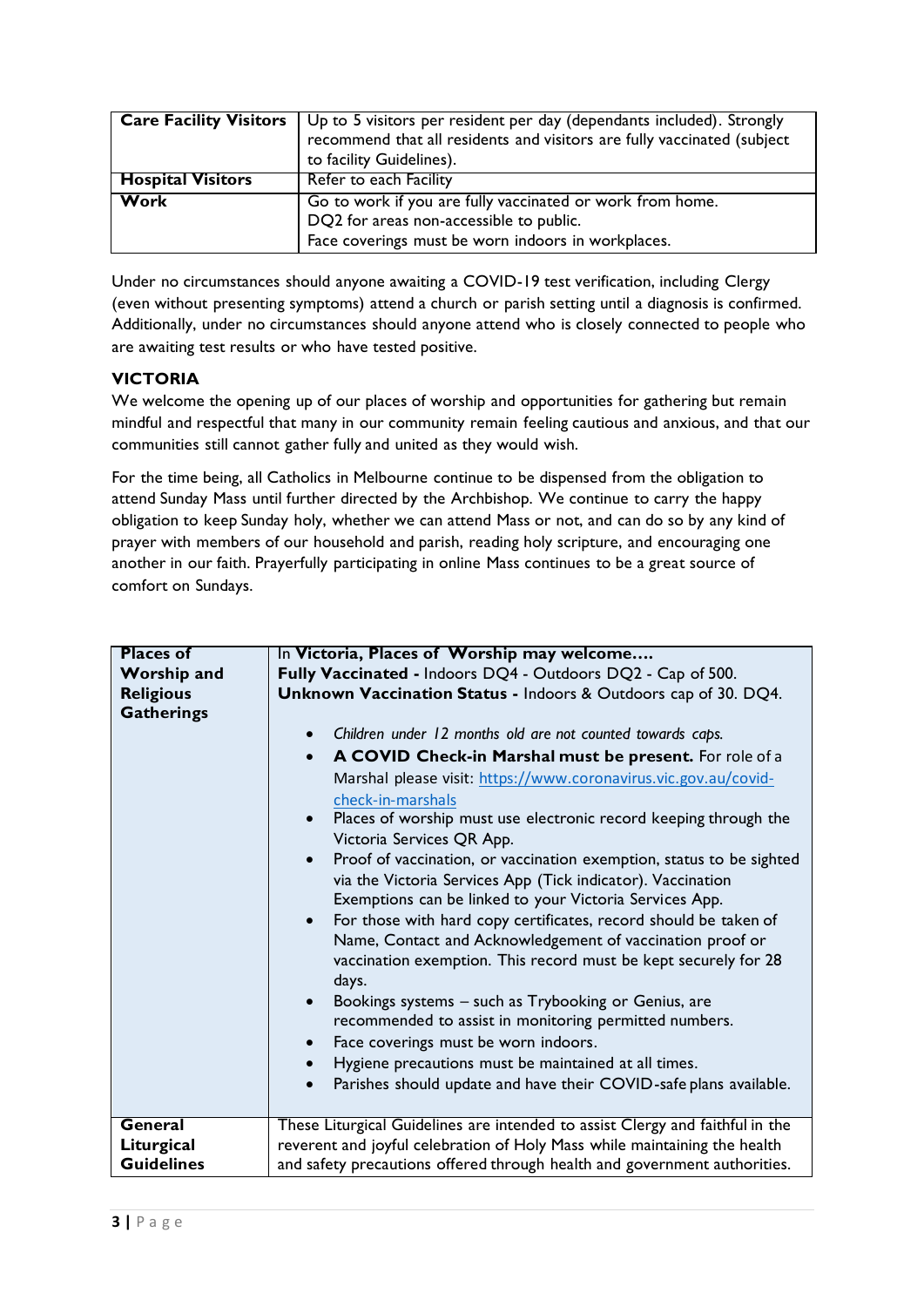| **Care Facility Visitors** | Up to 5 visitors per resident per day (dependants included). Strongly recommend that all residents and visitors are fully vaccinated (subject to facility Guidelines). |
|---|---|
| **Hospital Visitors** | Refer to each Facility |
| **Work** | Go to work if you are fully vaccinated or work from home.<br>DQ2 for areas non-accessible to public.<br>Face coverings must be worn indoors in workplaces. |

Under no circumstances should anyone awaiting a COVID-19 test verification, including Clergy (even without presenting symptoms) attend a church or parish setting until a diagnosis is confirmed. Additionally, under no circumstances should anyone attend who is closely connected to people who are awaiting test results or who have tested positive.

### VICTORIA

We welcome the opening up of our places of worship and opportunities for gathering but remain mindful and respectful that many in our community remain feeling cautious and anxious, and that our communities still cannot gather fully and united as they would wish.

For the time being, all Catholics in Melbourne continue to be dispensed from the obligation to attend Sunday Mass until further directed by the Archbishop. We continue to carry the happy obligation to keep Sunday holy, whether we can attend Mass or not, and can do so by any kind of prayer with members of our household and parish, reading holy scripture, and encouraging one another in our faith. Prayerfully participating in online Mass continues to be a great source of comfort on Sundays.

| **Places of Worship and Religious Gatherings** | In **Victoria, Places of Worship may welcome….**<br>**Fully Vaccinated -** Indoors DQ4 - Outdoors DQ2 - Cap of 500.<br>**Unknown Vaccination Status -** Indoors & Outdoors cap of 30. DQ4.<br>• *Children under 12 months old are not counted towards caps.*<br>• **A COVID Check-in Marshal must be present.** For role of a Marshal please visit: https://www.coronavirus.vic.gov.au/covid-check-in-marshals<br>• Places of worship must use electronic record keeping through the Victoria Services QR App.<br>• Proof of vaccination, or vaccination exemption, status to be sighted via the Victoria Services App (Tick indicator). Vaccination Exemptions can be linked to your Victoria Services App.<br>• For those with hard copy certificates, record should be taken of Name, Contact and Acknowledgement of vaccination proof or vaccination exemption. This record must be kept securely for 28 days.<br>• Bookings systems – such as Trybooking or Genius, are recommended to assist in monitoring permitted numbers.<br>• Face coverings must be worn indoors.<br>• Hygiene precautions must be maintained at all times.<br>• Parishes should update and have their COVID-safe plans available. |
|---|---|
| **General Liturgical Guidelines** | These Liturgical Guidelines are intended to assist Clergy and faithful in the reverent and joyful celebration of Holy Mass while maintaining the health and safety precautions offered through health and government authorities. |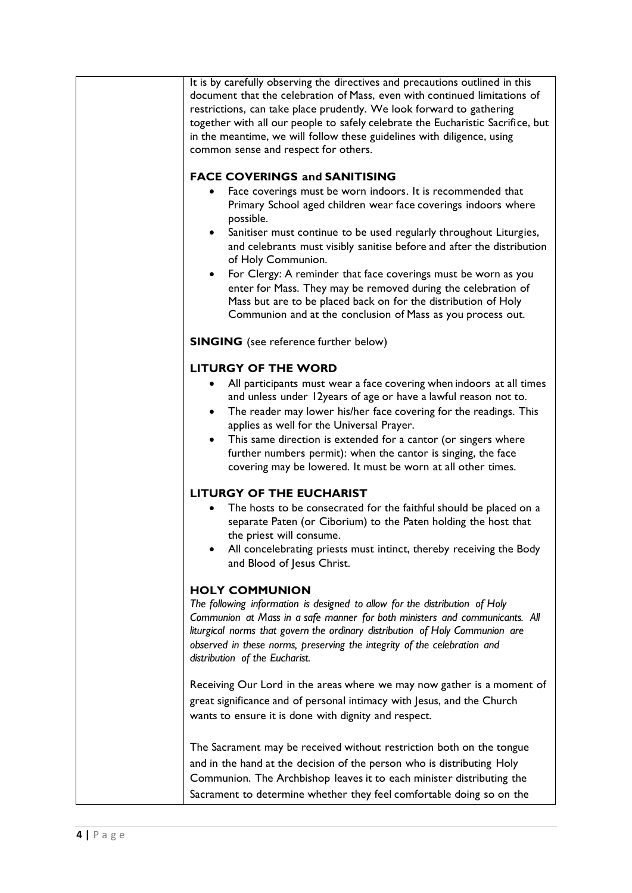It is by carefully observing the directives and precautions outlined in this document that the celebration of Mass, even with continued limitations of restrictions, can take place prudently. We look forward to gathering together with all our people to safely celebrate the Eucharistic Sacrifice, but in the meantime, we will follow these guidelines with diligence, using common sense and respect for others.

**FACE COVERINGS and SANITISING**

- Face coverings must be worn indoors. It is recommended that Primary School aged children wear face coverings indoors where possible.
- Sanitiser must continue to be used regularly throughout Liturgies, and celebrants must visibly sanitise before and after the distribution of Holy Communion.
- For Clergy: A reminder that face coverings must be worn as you enter for Mass. They may be removed during the celebration of Mass but are to be placed back on for the distribution of Holy Communion and at the conclusion of Mass as you process out.

**SINGING** (see reference further below)

**LITURGY OF THE WORD**

- All participants must wear a face covering when indoors at all times and unless under 12years of age or have a lawful reason not to.
- The reader may lower his/her face covering for the readings. This applies as well for the Universal Prayer.
- This same direction is extended for a cantor (or singers where further numbers permit): when the cantor is singing, the face covering may be lowered. It must be worn at all other times.

**LITURGY OF THE EUCHARIST**

- The hosts to be consecrated for the faithful should be placed on a separate Paten (or Ciborium) to the Paten holding the host that the priest will consume.
- All concelebrating priests must intinct, thereby receiving the Body and Blood of Jesus Christ.

**HOLY COMMUNION**

*The following information is designed to allow for the distribution of Holy Communion at Mass in a safe manner for both ministers and communicants. All liturgical norms that govern the ordinary distribution of Holy Communion are observed in these norms, preserving the integrity of the celebration and distribution of the Eucharist.*

Receiving Our Lord in the areas where we may now gather is a moment of great significance and of personal intimacy with Jesus, and the Church wants to ensure it is done with dignity and respect.

The Sacrament may be received without restriction both on the tongue and in the hand at the decision of the person who is distributing Holy Communion. The Archbishop leaves it to each minister distributing the Sacrament to determine whether they feel comfortable doing so on the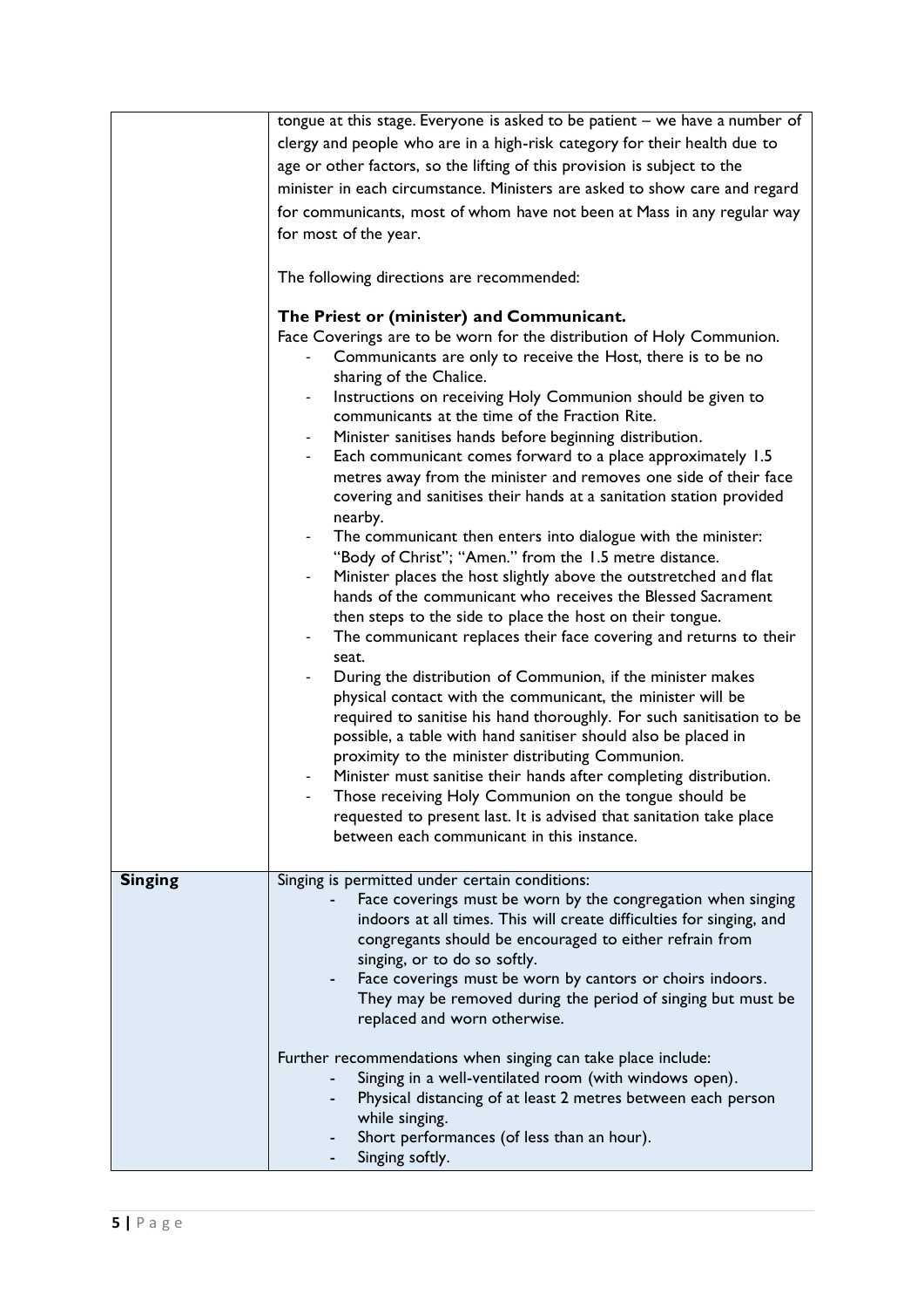| | |
|---|---|
| | tongue at this stage. Everyone is asked to be patient – we have a number of clergy and people who are in a high-risk category for their health due to age or other factors, so the lifting of this provision is subject to the minister in each circumstance. Ministers are asked to show care and regard for communicants, most of whom have not been at Mass in any regular way for most of the year.<br><br>The following directions are recommended:<br><br>**The Priest or (minister) and Communicant.**<br>Face Coverings are to be worn for the distribution of Holy Communion.<br>- Communicants are only to receive the Host, there is to be no sharing of the Chalice.<br>- Instructions on receiving Holy Communion should be given to communicants at the time of the Fraction Rite.<br>- Minister sanitises hands before beginning distribution.<br>- Each communicant comes forward to a place approximately 1.5 metres away from the minister and removes one side of their face covering and sanitises their hands at a sanitation station provided nearby.<br>- The communicant then enters into dialogue with the minister: "Body of Christ"; "Amen." from the 1.5 metre distance.<br>- Minister places the host slightly above the outstretched and flat hands of the communicant who receives the Blessed Sacrament then steps to the side to place the host on their tongue.<br>- The communicant replaces their face covering and returns to their seat.<br>- During the distribution of Communion, if the minister makes physical contact with the communicant, the minister will be required to sanitise his hand thoroughly. For such sanitisation to be possible, a table with hand sanitiser should also be placed in proximity to the minister distributing Communion.<br>- Minister must sanitise their hands after completing distribution.<br>- Those receiving Holy Communion on the tongue should be requested to present last. It is advised that sanitation take place between each communicant in this instance. |
| **Singing** | Singing is permitted under certain conditions:<br>- Face coverings must be worn by the congregation when singing indoors at all times. This will create difficulties for singing, and congregants should be encouraged to either refrain from singing, or to do so softly.<br>- Face coverings must be worn by cantors or choirs indoors. They may be removed during the period of singing but must be replaced and worn otherwise.<br><br>Further recommendations when singing can take place include:<br>- Singing in a well-ventilated room (with windows open).<br>- Physical distancing of at least 2 metres between each person while singing.<br>- Short performances (of less than an hour).<br>- Singing softly. |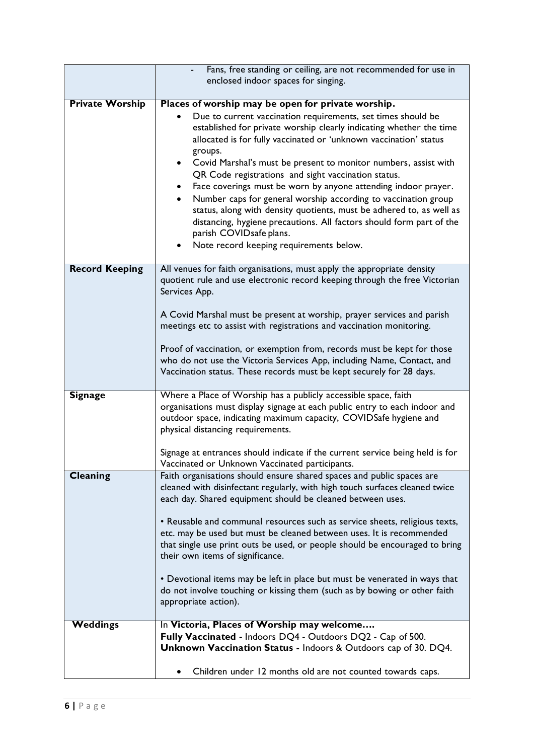| | |
|---|---|
| | - Fans, free standing or ceiling, are not recommended for use in enclosed indoor spaces for singing. |
| **Private Worship** | **Places of worship may be open for private worship.**<br>• Due to current vaccination requirements, set times should be established for private worship clearly indicating whether the time allocated is for fully vaccinated or 'unknown vaccination' status groups.<br>• Covid Marshal's must be present to monitor numbers, assist with QR Code registrations and sight vaccination status.<br>• Face coverings must be worn by anyone attending indoor prayer.<br>• Number caps for general worship according to vaccination group status, along with density quotients, must be adhered to, as well as distancing, hygiene precautions. All factors should form part of the parish COVIDsafe plans.<br>• Note record keeping requirements below. |
| **Record Keeping** | All venues for faith organisations, must apply the appropriate density quotient rule and use electronic record keeping through the free Victorian Services App.<br><br>A Covid Marshal must be present at worship, prayer services and parish meetings etc to assist with registrations and vaccination monitoring.<br><br>Proof of vaccination, or exemption from, records must be kept for those who do not use the Victoria Services App, including Name, Contact, and Vaccination status. These records must be kept securely for 28 days. |
| **Signage** | Where a Place of Worship has a publicly accessible space, faith organisations must display signage at each public entry to each indoor and outdoor space, indicating maximum capacity, COVIDSafe hygiene and physical distancing requirements.<br><br>Signage at entrances should indicate if the current service being held is for Vaccinated or Unknown Vaccinated participants. |
| **Cleaning** | Faith organisations should ensure shared spaces and public spaces are cleaned with disinfectant regularly, with high touch surfaces cleaned twice each day. Shared equipment should be cleaned between uses.<br><br>• Reusable and communal resources such as service sheets, religious texts, etc. may be used but must be cleaned between uses. It is recommended that single use print outs be used, or people should be encouraged to bring their own items of significance.<br><br>• Devotional items may be left in place but must be venerated in ways that do not involve touching or kissing them (such as by bowing or other faith appropriate action). |
| **Weddings** | In **Victoria, Places of Worship may welcome….**<br>**Fully Vaccinated -** Indoors DQ4 - Outdoors DQ2 - Cap of 500.<br>**Unknown Vaccination Status -** Indoors & Outdoors cap of 30. DQ4.<br><br>• Children under 12 months old are not counted towards caps. |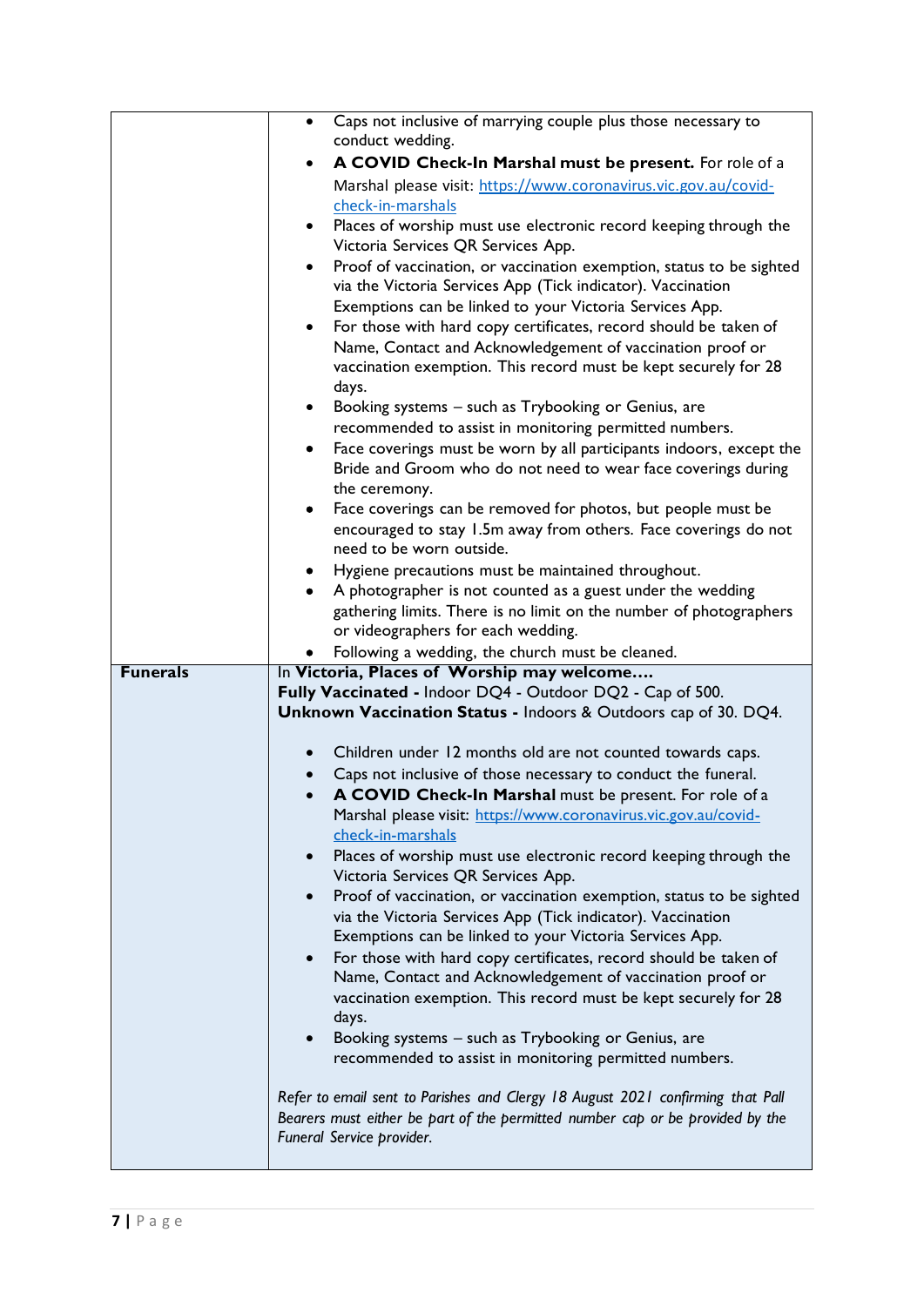| | |
|---|---|
| | • Caps not inclusive of marrying couple plus those necessary to conduct wedding.<br>• **A COVID Check-In Marshal must be present.** For role of a Marshal please visit: [https://www.coronavirus.vic.gov.au/covid-check-in-marshals](https://www.coronavirus.vic.gov.au/covid-check-in-marshals)<br>• Places of worship must use electronic record keeping through the Victoria Services QR Services App.<br>• Proof of vaccination, or vaccination exemption, status to be sighted via the Victoria Services App (Tick indicator). Vaccination Exemptions can be linked to your Victoria Services App.<br>• For those with hard copy certificates, record should be taken of Name, Contact and Acknowledgement of vaccination proof or vaccination exemption. This record must be kept securely for 28 days.<br>• Booking systems – such as Trybooking or Genius, are recommended to assist in monitoring permitted numbers.<br>• Face coverings must be worn by all participants indoors, except the Bride and Groom who do not need to wear face coverings during the ceremony.<br>• Face coverings can be removed for photos, but people must be encouraged to stay 1.5m away from others. Face coverings do not need to be worn outside.<br>• Hygiene precautions must be maintained throughout.<br>• A photographer is not counted as a guest under the wedding gathering limits. There is no limit on the number of photographers or videographers for each wedding.<br>• Following a wedding, the church must be cleaned. |
| **Funerals** | In **Victoria, Places of Worship may welcome….**<br>**Fully Vaccinated -** Indoor DQ4 - Outdoor DQ2 - Cap of 500.<br>**Unknown Vaccination Status -** Indoors & Outdoors cap of 30. DQ4.<br><br>• Children under 12 months old are not counted towards caps.<br>• Caps not inclusive of those necessary to conduct the funeral.<br>• **A COVID Check-In Marshal** must be present. For role of a Marshal please visit: [https://www.coronavirus.vic.gov.au/covid-check-in-marshals](https://www.coronavirus.vic.gov.au/covid-check-in-marshals)<br>• Places of worship must use electronic record keeping through the Victoria Services QR Services App.<br>• Proof of vaccination, or vaccination exemption, status to be sighted via the Victoria Services App (Tick indicator). Vaccination Exemptions can be linked to your Victoria Services App.<br>• For those with hard copy certificates, record should be taken of Name, Contact and Acknowledgement of vaccination proof or vaccination exemption. This record must be kept securely for 28 days.<br>• Booking systems – such as Trybooking or Genius, are recommended to assist in monitoring permitted numbers.<br><br>*Refer to email sent to Parishes and Clergy 18 August 2021 confirming that Pall Bearers must either be part of the permitted number cap or be provided by the Funeral Service provider.* |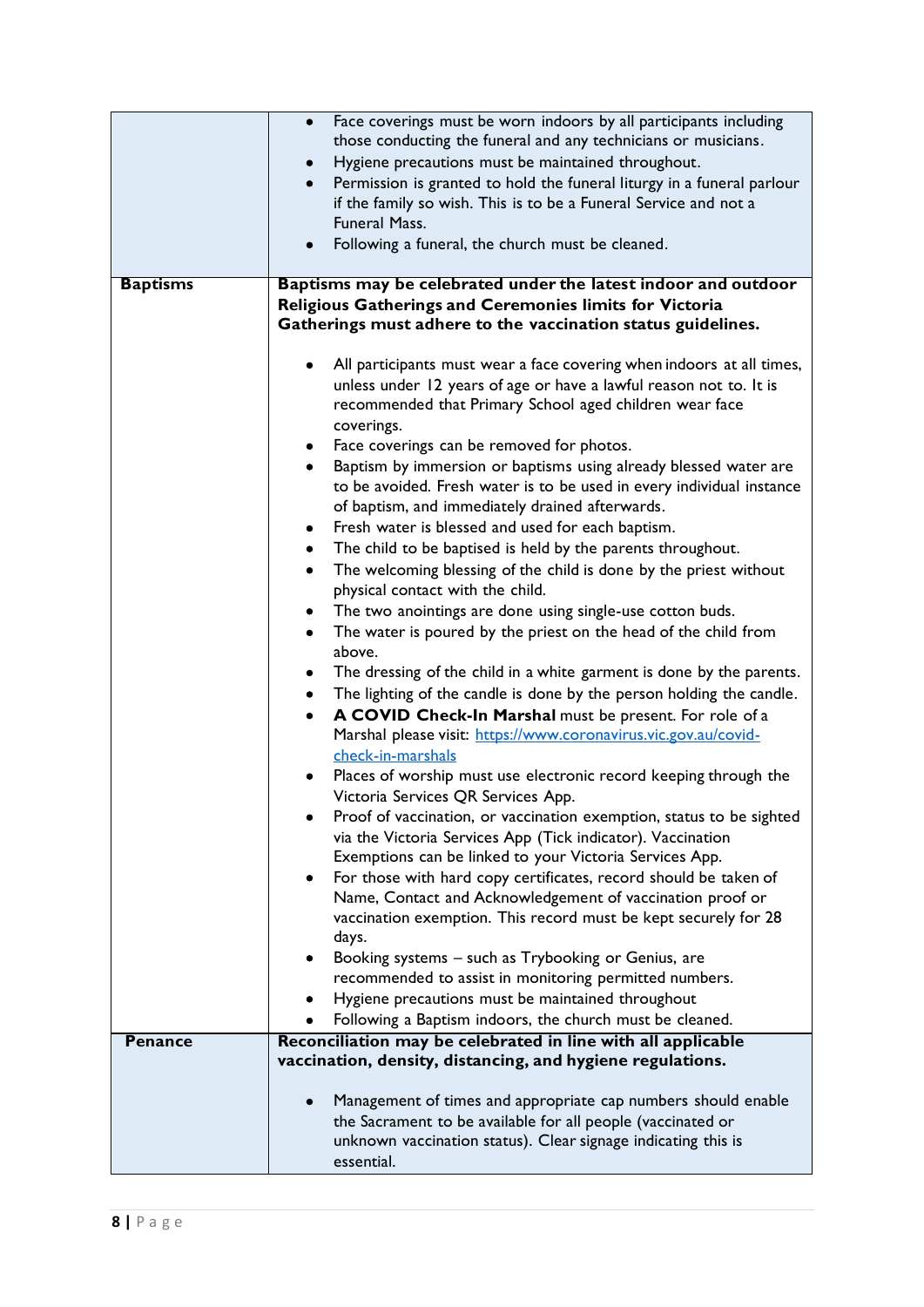| | |
|---|---|
| | • Face coverings must be worn indoors by all participants including those conducting the funeral and any technicians or musicians.<br>• Hygiene precautions must be maintained throughout.<br>• Permission is granted to hold the funeral liturgy in a funeral parlour if the family so wish. This is to be a Funeral Service and not a Funeral Mass.<br>• Following a funeral, the church must be cleaned. |
| **Baptisms** | **Baptisms may be celebrated under the latest indoor and outdoor Religious Gatherings and Ceremonies limits for Victoria Gatherings must adhere to the vaccination status guidelines.**<br><br>• All participants must wear a face covering when indoors at all times, unless under 12 years of age or have a lawful reason not to. It is recommended that Primary School aged children wear face coverings.<br>• Face coverings can be removed for photos.<br>• Baptism by immersion or baptisms using already blessed water are to be avoided. Fresh water is to be used in every individual instance of baptism, and immediately drained afterwards.<br>• Fresh water is blessed and used for each baptism.<br>• The child to be baptised is held by the parents throughout.<br>• The welcoming blessing of the child is done by the priest without physical contact with the child.<br>• The two anointings are done using single-use cotton buds.<br>• The water is poured by the priest on the head of the child from above.<br>• The dressing of the child in a white garment is done by the parents.<br>• The lighting of the candle is done by the person holding the candle.<br>• **A COVID Check-In Marshal** must be present. For role of a Marshal please visit: [https://www.coronavirus.vic.gov.au/covid-check-in-marshals](https://www.coronavirus.vic.gov.au/covid-check-in-marshals)<br>• Places of worship must use electronic record keeping through the Victoria Services QR Services App.<br>• Proof of vaccination, or vaccination exemption, status to be sighted via the Victoria Services App (Tick indicator). Vaccination Exemptions can be linked to your Victoria Services App.<br>• For those with hard copy certificates, record should be taken of Name, Contact and Acknowledgement of vaccination proof or vaccination exemption. This record must be kept securely for 28 days.<br>• Booking systems – such as Trybooking or Genius, are recommended to assist in monitoring permitted numbers.<br>• Hygiene precautions must be maintained throughout<br>• Following a Baptism indoors, the church must be cleaned. |
| **Penance** | **Reconciliation may be celebrated in line with all applicable vaccination, density, distancing, and hygiene regulations.**<br><br>• Management of times and appropriate cap numbers should enable the Sacrament to be available for all people (vaccinated or unknown vaccination status). Clear signage indicating this is essential. |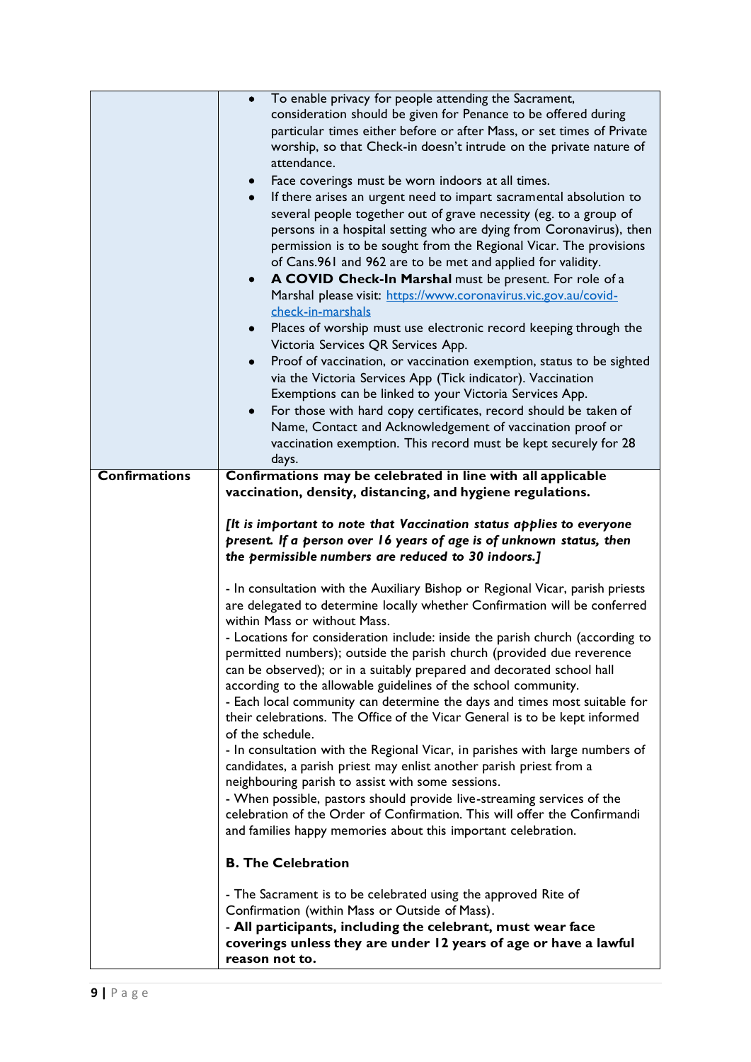| | |
|---|---|
| | <ul><li>To enable privacy for people attending the Sacrament, consideration should be given for Penance to be offered during particular times either before or after Mass, or set times of Private worship, so that Check-in doesn't intrude on the private nature of attendance.</li><li>Face coverings must be worn indoors at all times.</li><li>If there arises an urgent need to impart sacramental absolution to several people together out of grave necessity (eg. to a group of persons in a hospital setting who are dying from Coronavirus), then permission is to be sought from the Regional Vicar. The provisions of Cans.961 and 962 are to be met and applied for validity.</li><li>**A COVID Check-In Marshal** must be present. For role of a Marshal please visit: [https://www.coronavirus.vic.gov.au/covid-check-in-marshals](https://www.coronavirus.vic.gov.au/covid-check-in-marshals)</li><li>Places of worship must use electronic record keeping through the Victoria Services QR Services App.</li><li>Proof of vaccination, or vaccination exemption, status to be sighted via the Victoria Services App (Tick indicator). Vaccination Exemptions can be linked to your Victoria Services App.</li><li>For those with hard copy certificates, record should be taken of Name, Contact and Acknowledgement of vaccination proof or vaccination exemption. This record must be kept securely for 28 days.</li></ul> |
| **Confirmations** | **Confirmations may be celebrated in line with all applicable vaccination, density, distancing, and hygiene regulations.**<br><br>***[It is important to note that Vaccination status applies to everyone present. If a person over 16 years of age is of unknown status, then the permissible numbers are reduced to 30 indoors.]***<br><br>- In consultation with the Auxiliary Bishop or Regional Vicar, parish priests are delegated to determine locally whether Confirmation will be conferred within Mass or without Mass.<br>- Locations for consideration include: inside the parish church (according to permitted numbers); outside the parish church (provided due reverence can be observed); or in a suitably prepared and decorated school hall according to the allowable guidelines of the school community.<br>- Each local community can determine the days and times most suitable for their celebrations. The Office of the Vicar General is to be kept informed of the schedule.<br>- In consultation with the Regional Vicar, in parishes with large numbers of candidates, a parish priest may enlist another parish priest from a neighbouring parish to assist with some sessions.<br>- When possible, pastors should provide live-streaming services of the celebration of the Order of Confirmation. This will offer the Confirmandi and families happy memories about this important celebration.<br><br>**B. The Celebration**<br><br>- The Sacrament is to be celebrated using the approved Rite of Confirmation (within Mass or Outside of Mass).<br>- **All participants, including the celebrant, must wear face coverings unless they are under 12 years of age or have a lawful reason not to.** |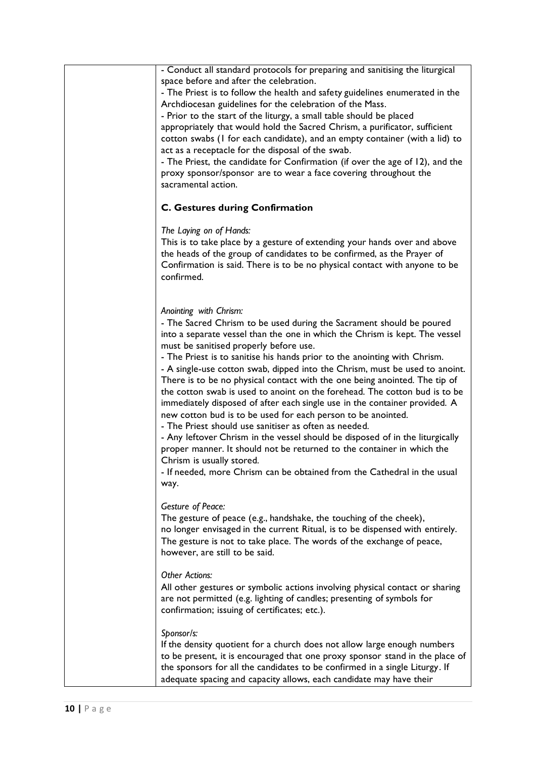- Conduct all standard protocols for preparing and sanitising the liturgical space before and after the celebration.
- The Priest is to follow the health and safety guidelines enumerated in the Archdiocesan guidelines for the celebration of the Mass.
- Prior to the start of the liturgy, a small table should be placed appropriately that would hold the Sacred Chrism, a purificator, sufficient cotton swabs (1 for each candidate), and an empty container (with a lid) to act as a receptacle for the disposal of the swab.
- The Priest, the candidate for Confirmation (if over the age of 12), and the proxy sponsor/sponsor are to wear a face covering throughout the sacramental action.

**C. Gestures during Confirmation**

*The Laying on of Hands:*
This is to take place by a gesture of extending your hands over and above the heads of the group of candidates to be confirmed, as the Prayer of Confirmation is said. There is to be no physical contact with anyone to be confirmed.

*Anointing with Chrism:*
- The Sacred Chrism to be used during the Sacrament should be poured into a separate vessel than the one in which the Chrism is kept. The vessel must be sanitised properly before use.
- The Priest is to sanitise his hands prior to the anointing with Chrism.
- A single-use cotton swab, dipped into the Chrism, must be used to anoint. There is to be no physical contact with the one being anointed. The tip of the cotton swab is used to anoint on the forehead. The cotton bud is to be immediately disposed of after each single use in the container provided. A new cotton bud is to be used for each person to be anointed.
- The Priest should use sanitiser as often as needed.
- Any leftover Chrism in the vessel should be disposed of in the liturgically proper manner. It should not be returned to the container in which the Chrism is usually stored.
- If needed, more Chrism can be obtained from the Cathedral in the usual way.

*Gesture of Peace:*
The gesture of peace (e.g., handshake, the touching of the cheek), no longer envisaged in the current Ritual, is to be dispensed with entirely. The gesture is not to take place. The words of the exchange of peace, however, are still to be said.

*Other Actions:*
All other gestures or symbolic actions involving physical contact or sharing are not permitted (e.g. lighting of candles; presenting of symbols for confirmation; issuing of certificates; etc.).

*Sponsor/s:*
If the density quotient for a church does not allow large enough numbers to be present, it is encouraged that one proxy sponsor stand in the place of the sponsors for all the candidates to be confirmed in a single Liturgy. If adequate spacing and capacity allows, each candidate may have their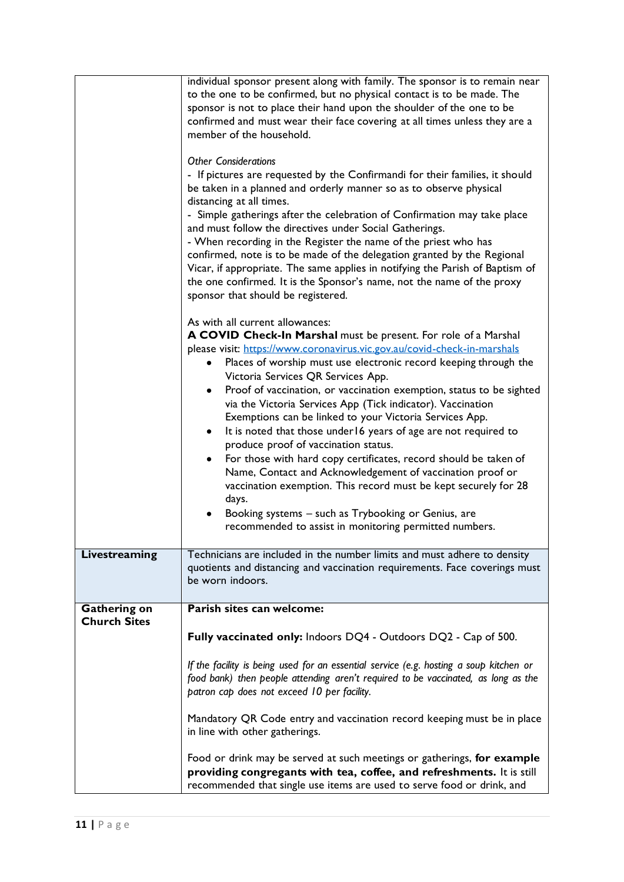| | |
|---|---|
| | individual sponsor present along with family. The sponsor is to remain near to the one to be confirmed, but no physical contact is to be made. The sponsor is not to place their hand upon the shoulder of the one to be confirmed and must wear their face covering at all times unless they are a member of the household.<br><br>*Other Considerations*<br>- If pictures are requested by the Confirmandi for their families, it should be taken in a planned and orderly manner so as to observe physical distancing at all times.<br>- Simple gatherings after the celebration of Confirmation may take place and must follow the directives under Social Gatherings.<br>- When recording in the Register the name of the priest who has confirmed, note is to be made of the delegation granted by the Regional Vicar, if appropriate. The same applies in notifying the Parish of Baptism of the one confirmed. It is the Sponsor's name, not the name of the proxy sponsor that should be registered.<br><br>As with all current allowances:<br>**A COVID Check-In Marshal** must be present. For role of a Marshal please visit: [https://www.coronavirus.vic.gov.au/covid-check-in-marshals](https://www.coronavirus.vic.gov.au/covid-check-in-marshals)<br>• Places of worship must use electronic record keeping through the Victoria Services QR Services App.<br>• Proof of vaccination, or vaccination exemption, status to be sighted via the Victoria Services App (Tick indicator). Vaccination Exemptions can be linked to your Victoria Services App.<br>• It is noted that those under16 years of age are not required to produce proof of vaccination status.<br>• For those with hard copy certificates, record should be taken of Name, Contact and Acknowledgement of vaccination proof or vaccination exemption. This record must be kept securely for 28 days.<br>• Booking systems – such as Trybooking or Genius, are recommended to assist in monitoring permitted numbers. |
| **Livestreaming** | Technicians are included in the number limits and must adhere to density quotients and distancing and vaccination requirements. Face coverings must be worn indoors. |
| **Gathering on Church Sites** | **Parish sites can welcome:**<br><br>**Fully vaccinated only:** Indoors DQ4 - Outdoors DQ2 - Cap of 500.<br><br>*If the facility is being used for an essential service (e.g. hosting a soup kitchen or food bank) then people attending aren't required to be vaccinated, as long as the patron cap does not exceed 10 per facility.*<br><br>Mandatory QR Code entry and vaccination record keeping must be in place in line with other gatherings.<br><br>Food or drink may be served at such meetings or gatherings, **for example providing congregants with tea, coffee, and refreshments.** It is still recommended that single use items are used to serve food or drink, and |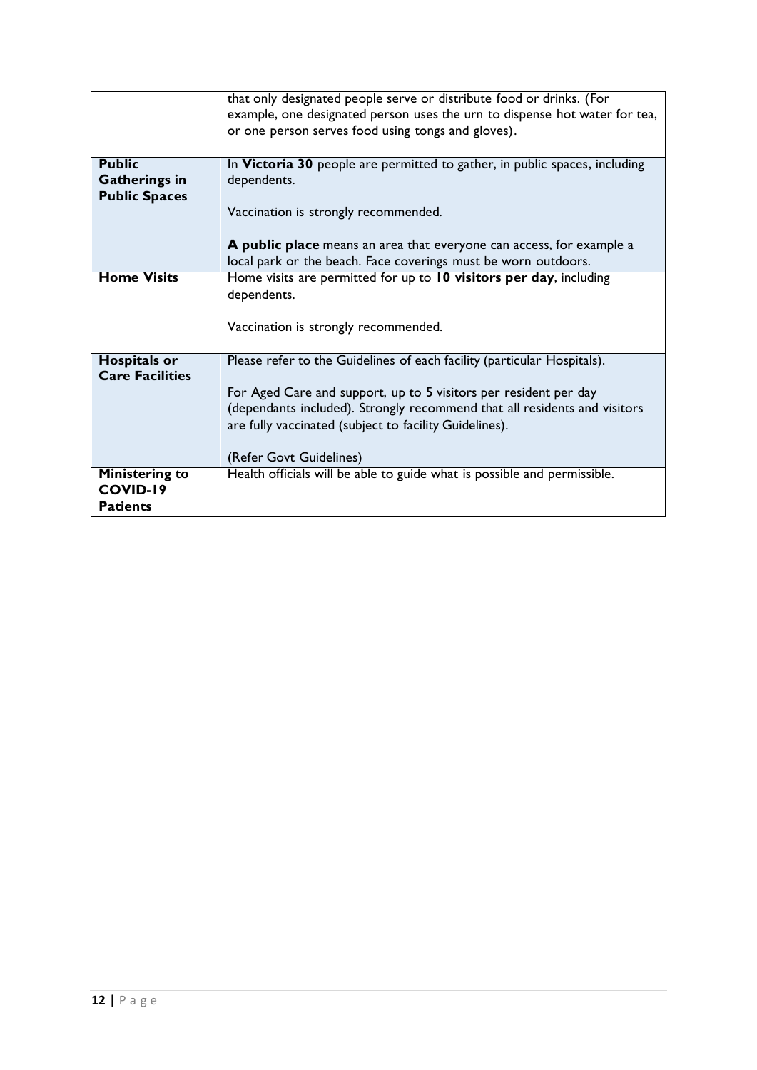| | |
|---|---|
| | that only designated people serve or distribute food or drinks. (For example, one designated person uses the urn to dispense hot water for tea, or one person serves food using tongs and gloves). |
| **Public Gatherings in Public Spaces** | In **Victoria 30** people are permitted to gather, in public spaces, including dependents.<br><br>Vaccination is strongly recommended.<br><br>**A public place** means an area that everyone can access, for example a local park or the beach. Face coverings must be worn outdoors. |
| **Home Visits** | Home visits are permitted for up to **10 visitors per day**, including dependents.<br><br>Vaccination is strongly recommended. |
| **Hospitals or Care Facilities** | Please refer to the Guidelines of each facility (particular Hospitals).<br><br>For Aged Care and support, up to 5 visitors per resident per day (dependants included). Strongly recommend that all residents and visitors are fully vaccinated (subject to facility Guidelines).<br><br>(Refer Govt Guidelines) |
| **Ministering to COVID-19 Patients** | Health officials will be able to guide what is possible and permissible. |